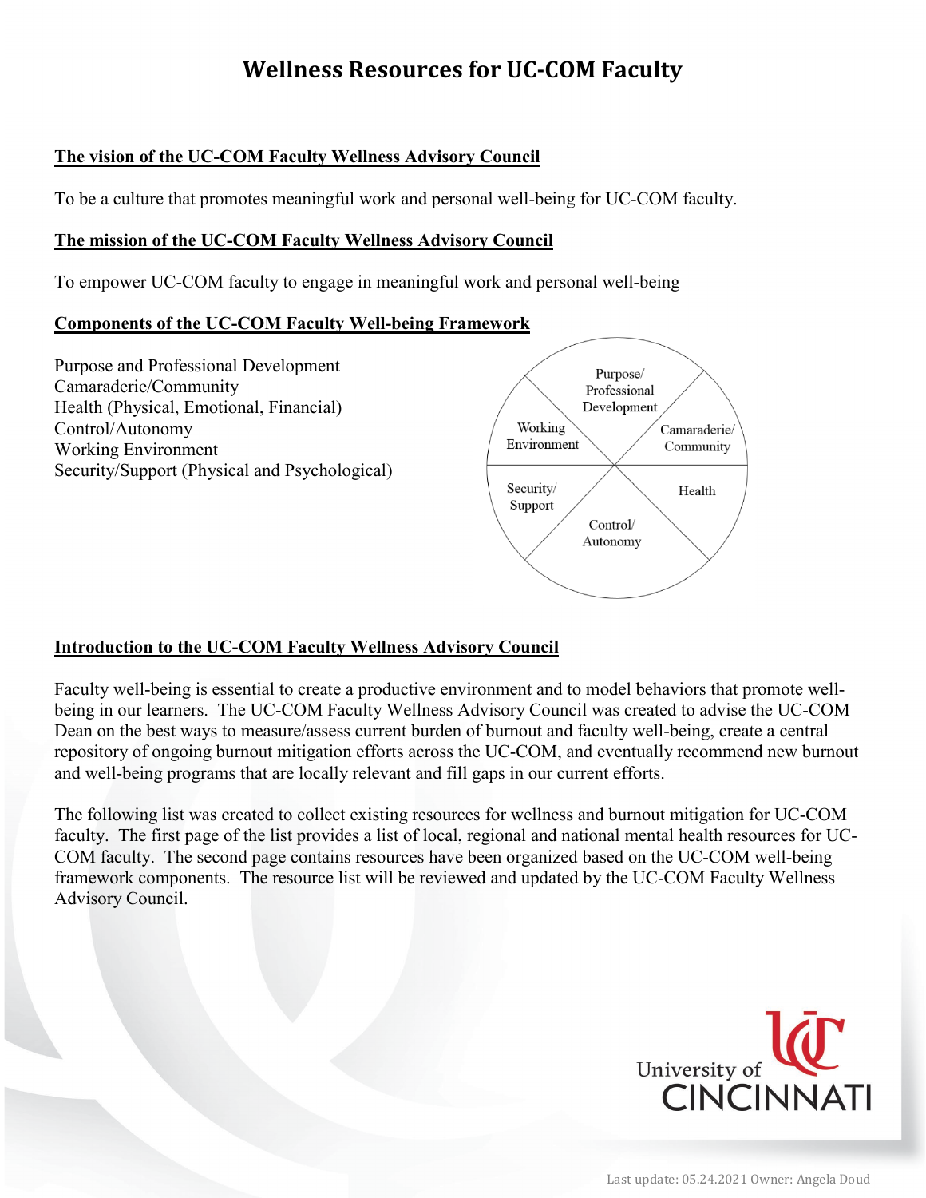# Wellness Resources for UC-COM Faculty

**The vision of the UC-COM Faculty Wellness Advisory Council**

To be a culture that promotes meaningful work and personal well-being for UC-COM faculty.

**The mission of the UC-COM Faculty Wellness Advisory Council**

To empower UC-COM faculty to engage in meaningful work and personal well-being

**Components of the UC-COM Faculty Well-being Framework**

Purpose and Professional Development
Camaraderie/Community
Health (Physical, Emotional, Financial)
Control/Autonomy
Working Environment
Security/Support (Physical and Psychological)

Purpose/ Professional Development
Camaraderie/ Community
Health
Control/ Autonomy
Security/ Support
Working Environment

**Introduction to the UC-COM Faculty Wellness Advisory Council**

Faculty well-being is essential to create a productive environment and to model behaviors that promote well-being in our learners. The UC-COM Faculty Wellness Advisory Council was created to advise the UC-COM Dean on the best ways to measure/assess current burden of burnout and faculty well-being, create a central repository of ongoing burnout mitigation efforts across the UC-COM, and eventually recommend new burnout and well-being programs that are locally relevant and fill gaps in our current efforts.

The following list was created to collect existing resources for wellness and burnout mitigation for UC-COM faculty. The first page of the list provides a list of local, regional and national mental health resources for UC-COM faculty. The second page contains resources have been organized based on the UC-COM well-being framework components. The resource list will be reviewed and updated by the UC-COM Faculty Wellness Advisory Council.

University of CINCINNATI

Last update: 05.24.2021 Owner: Angela Doud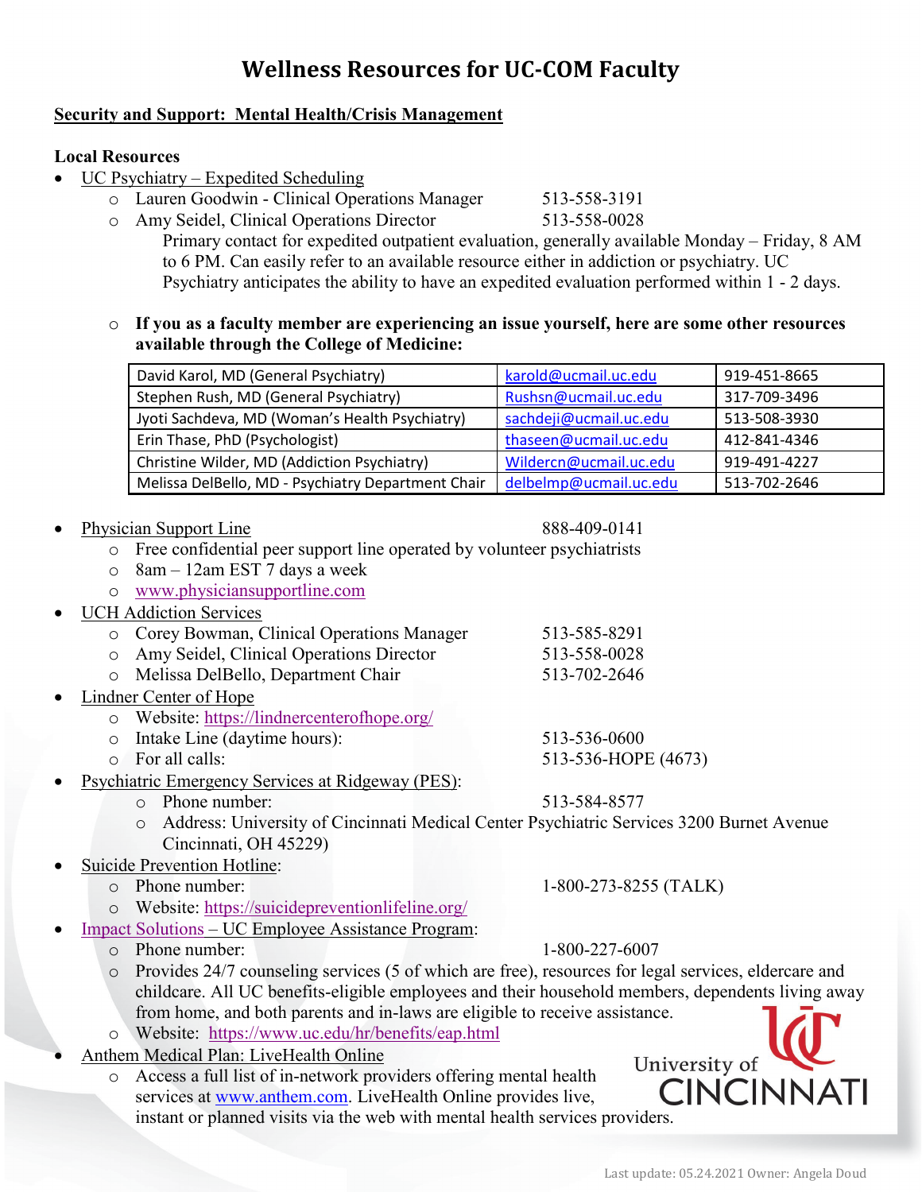# Wellness Resources for UC-COM Faculty

## Security and Support: Mental Health/Crisis Management

### Local Resources

- UC Psychiatry – Expedited Scheduling
  - Lauren Goodwin - Clinical Operations Manager 513-558-3191
  - Amy Seidel, Clinical Operations Director 513-558-0028
    Primary contact for expedited outpatient evaluation, generally available Monday – Friday, 8 AM to 6 PM. Can easily refer to an available resource either in addiction or psychiatry. UC Psychiatry anticipates the ability to have an expedited evaluation performed within 1 - 2 days.
  - **If you as a faculty member are experiencing an issue yourself, here are some other resources available through the College of Medicine:**

| David Karol, MD (General Psychiatry) | karold@ucmail.uc.edu | 919-451-8665 |
|---|---|---|
| Stephen Rush, MD (General Psychiatry) | Rushsn@ucmail.uc.edu | 317-709-3496 |
| Jyoti Sachdeva, MD (Woman's Health Psychiatry) | sachdeji@ucmail.uc.edu | 513-508-3930 |
| Erin Thase, PhD (Psychologist) | thaseen@ucmail.uc.edu | 412-841-4346 |
| Christine Wilder, MD (Addiction Psychiatry) | Wildercn@ucmail.uc.edu | 919-491-4227 |
| Melissa DelBello, MD - Psychiatry Department Chair | delbelmp@ucmail.uc.edu | 513-702-2646 |

- Physician Support Line 888-409-0141
  - Free confidential peer support line operated by volunteer psychiatrists
  - 8am – 12am EST 7 days a week
  - www.physiciansupportline.com
- UCH Addiction Services
  - Corey Bowman, Clinical Operations Manager 513-585-8291
  - Amy Seidel, Clinical Operations Director 513-558-0028
  - Melissa DelBello, Department Chair 513-702-2646
- Lindner Center of Hope
  - Website: https://lindnercenterofhope.org/
  - Intake Line (daytime hours): 513-536-0600
  - For all calls: 513-536-HOPE (4673)
- Psychiatric Emergency Services at Ridgeway (PES):
  - Phone number: 513-584-8577
  - Address: University of Cincinnati Medical Center Psychiatric Services 3200 Burnet Avenue Cincinnati, OH 45229)
- Suicide Prevention Hotline:
  - Phone number: 1-800-273-8255 (TALK)
  - Website: https://suicidepreventionlifeline.org/
- Impact Solutions – UC Employee Assistance Program:
  - Phone number: 1-800-227-6007
  - Provides 24/7 counseling services (5 of which are free), resources for legal services, eldercare and childcare. All UC benefits-eligible employees and their household members, dependents living away from home, and both parents and in-laws are eligible to receive assistance.
  - Website: https://www.uc.edu/hr/benefits/eap.html
- Anthem Medical Plan: LiveHealth Online
  - Access a full list of in-network providers offering mental health services at www.anthem.com. LiveHealth Online provides live, instant or planned visits via the web with mental health services providers.

Last update: 05.24.2021 Owner: Angela Doud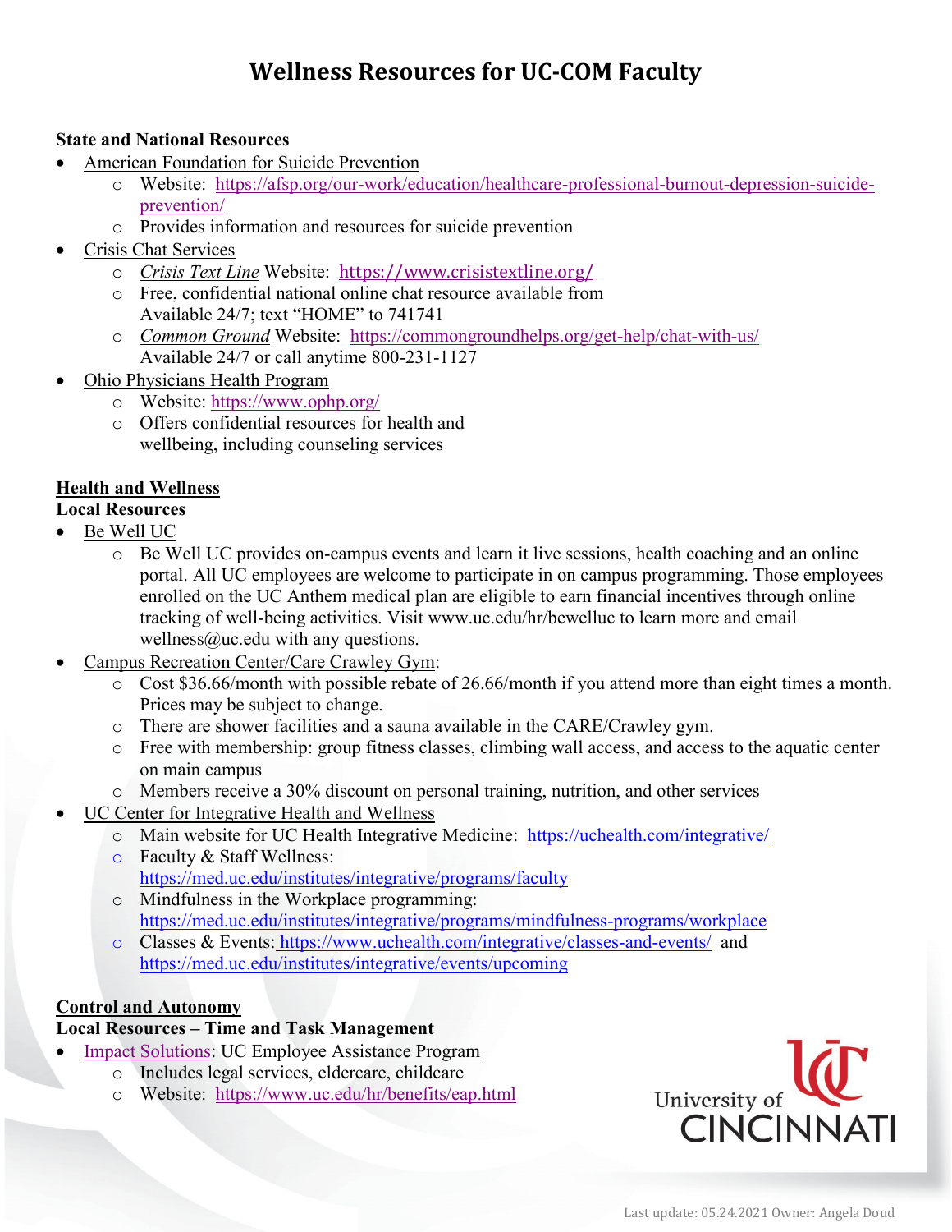# Wellness Resources for UC-COM Faculty

**State and National Resources**

- American Foundation for Suicide Prevention
  - Website: https://afsp.org/our-work/education/healthcare-professional-burnout-depression-suicide-prevention/
  - Provides information and resources for suicide prevention
- Crisis Chat Services
  - *Crisis Text Line* Website: https://www.crisistextline.org/
  - Free, confidential national online chat resource available from Available 24/7; text "HOME" to 741741
  - *Common Ground* Website: https://commongroundhelps.org/get-help/chat-with-us/ Available 24/7 or call anytime 800-231-1127
- Ohio Physicians Health Program
  - Website: https://www.ophp.org/
  - Offers confidential resources for health and wellbeing, including counseling services

## Health and Wellness

**Local Resources**

- Be Well UC
  - Be Well UC provides on-campus events and learn it live sessions, health coaching and an online portal. All UC employees are welcome to participate in on campus programming. Those employees enrolled on the UC Anthem medical plan are eligible to earn financial incentives through online tracking of well-being activities. Visit www.uc.edu/hr/bewelluc to learn more and email wellness@uc.edu with any questions.
- Campus Recreation Center/Care Crawley Gym:
  - Cost $36.66/month with possible rebate of 26.66/month if you attend more than eight times a month. Prices may be subject to change.
  - There are shower facilities and a sauna available in the CARE/Crawley gym.
  - Free with membership: group fitness classes, climbing wall access, and access to the aquatic center on main campus
  - Members receive a 30% discount on personal training, nutrition, and other services
- UC Center for Integrative Health and Wellness
  - Main website for UC Health Integrative Medicine: https://uchealth.com/integrative/
  - Faculty & Staff Wellness: https://med.uc.edu/institutes/integrative/programs/faculty
  - Mindfulness in the Workplace programming: https://med.uc.edu/institutes/integrative/programs/mindfulness-programs/workplace
  - Classes & Events: https://www.uchealth.com/integrative/classes-and-events/ and https://med.uc.edu/institutes/integrative/events/upcoming

## Control and Autonomy

**Local Resources – Time and Task Management**

- Impact Solutions: UC Employee Assistance Program
  - Includes legal services, eldercare, childcare
  - Website: https://www.uc.edu/hr/benefits/eap.html

University of CINCINNATI

Last update: 05.24.2021 Owner: Angela Doud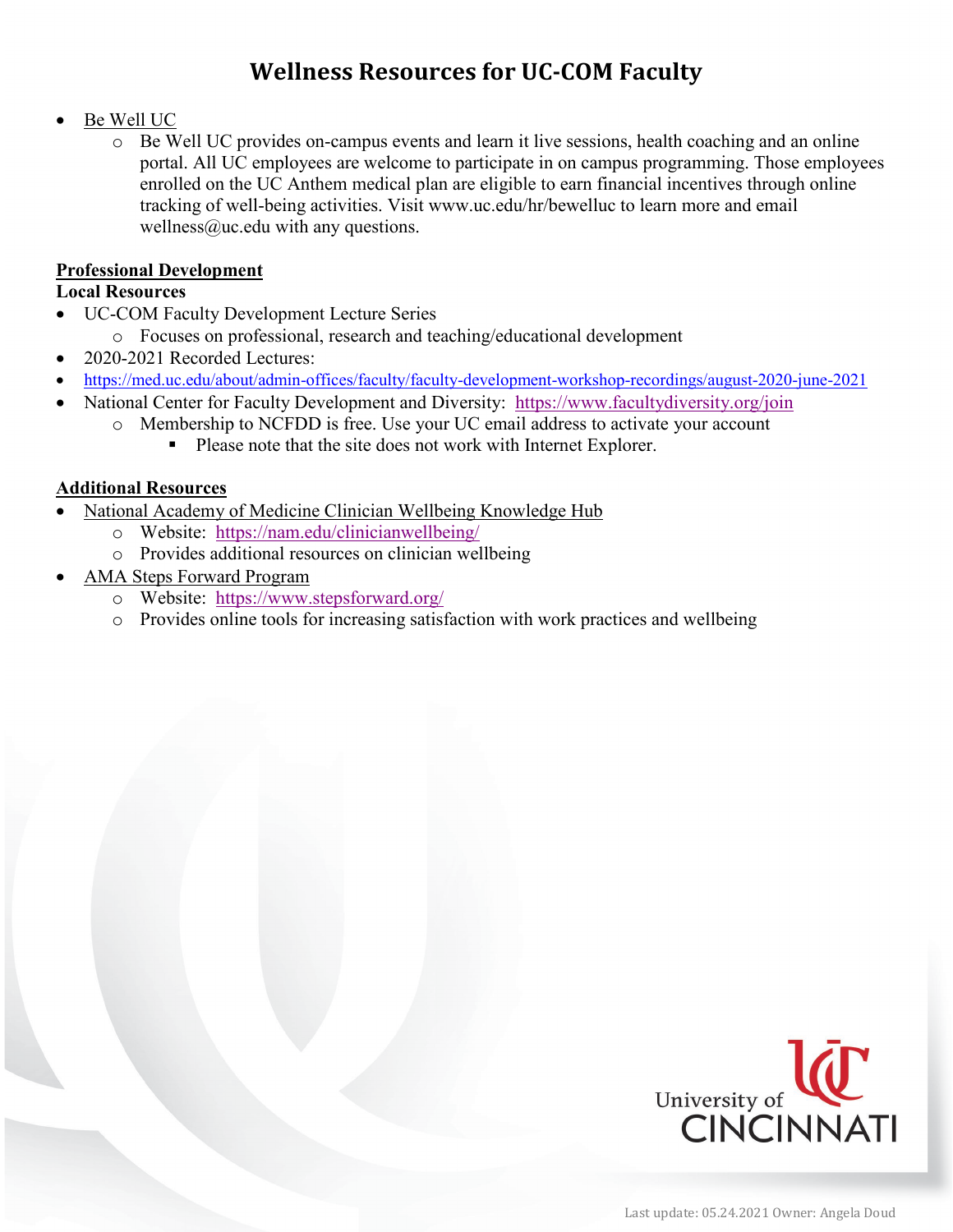# Wellness Resources for UC-COM Faculty

- Be Well UC
  - Be Well UC provides on-campus events and learn it live sessions, health coaching and an online portal. All UC employees are welcome to participate in on campus programming. Those employees enrolled on the UC Anthem medical plan are eligible to earn financial incentives through online tracking of well-being activities. Visit www.uc.edu/hr/bewelluc to learn more and email wellness@uc.edu with any questions.

**Professional Development**

**Local Resources**

- UC-COM Faculty Development Lecture Series
  - Focuses on professional, research and teaching/educational development
- 2020-2021 Recorded Lectures:
- https://med.uc.edu/about/admin-offices/faculty/faculty-development-workshop-recordings/august-2020-june-2021
- National Center for Faculty Development and Diversity: https://www.facultydiversity.org/join
  - Membership to NCFDD is free. Use your UC email address to activate your account
    - Please note that the site does not work with Internet Explorer.

**Additional Resources**

- National Academy of Medicine Clinician Wellbeing Knowledge Hub
  - Website: https://nam.edu/clinicianwellbeing/
  - Provides additional resources on clinician wellbeing
- AMA Steps Forward Program
  - Website: https://www.stepsforward.org/
  - Provides online tools for increasing satisfaction with work practices and wellbeing

University of CINCINNATI

Last update: 05.24.2021 Owner: Angela Doud